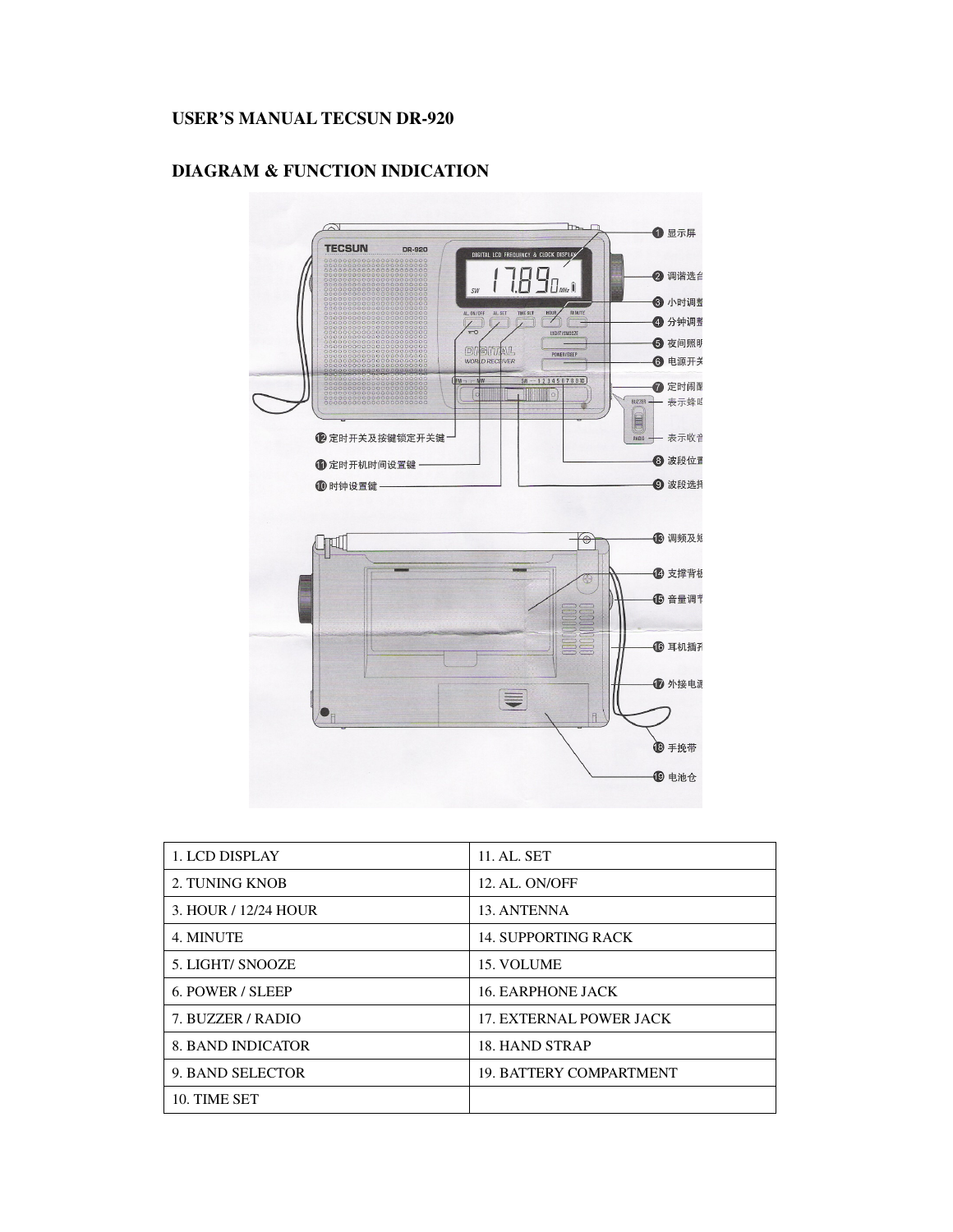# USER'S MANUAL TECSUN DR-920

## DIAGRAM & FUNCTION INDICATION

| 1. LCD DISPLAY | 11. AL. SET |
|---|---|
| 2. TUNING KNOB | 12. AL. ON/OFF |
| 3. HOUR / 12/24 HOUR | 13. ANTENNA |
| 4. MINUTE | 14. SUPPORTING RACK |
| 5. LIGHT/ SNOOZE | 15. VOLUME |
| 6. POWER / SLEEP | 16. EARPHONE JACK |
| 7. BUZZER / RADIO | 17. EXTERNAL POWER JACK |
| 8. BAND INDICATOR | 18. HAND STRAP |
| 9. BAND SELECTOR | 19. BATTERY COMPARTMENT |
| 10. TIME SET | |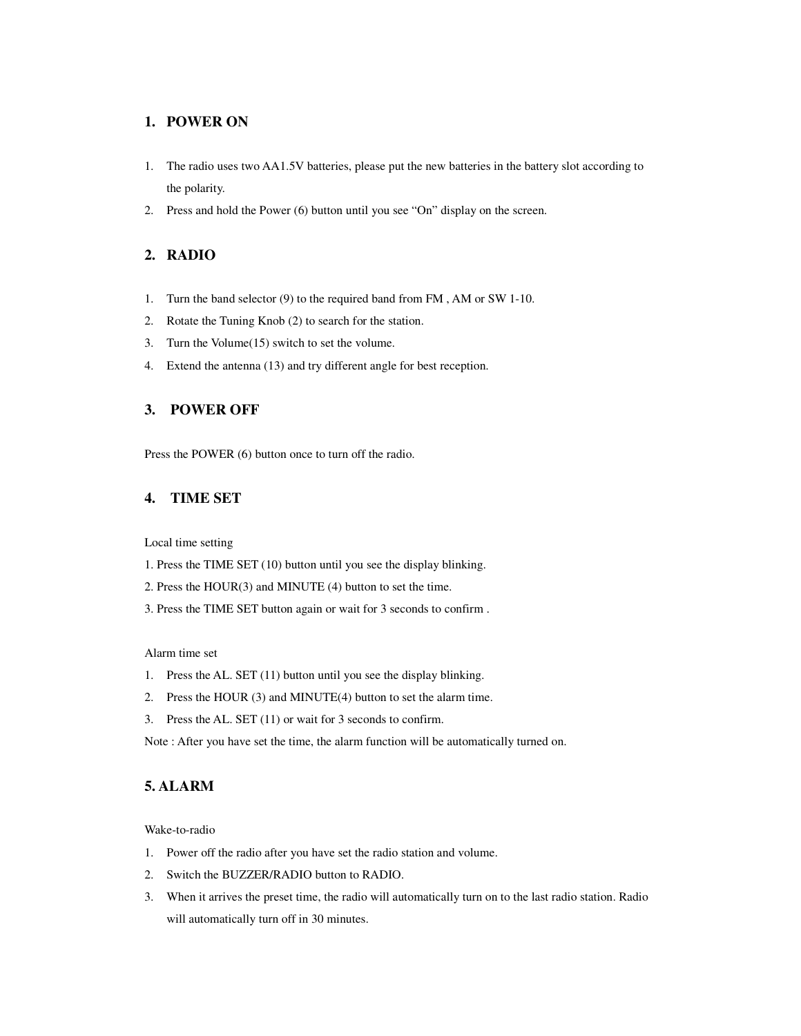## 1. POWER ON

1. The radio uses two AA1.5V batteries, please put the new batteries in the battery slot according to the polarity.
2. Press and hold the Power (6) button until you see “On” display on the screen.

## 2. RADIO

1. Turn the band selector (9) to the required band from FM , AM or SW 1-10.
2. Rotate the Tuning Knob (2) to search for the station.
3. Turn the Volume(15) switch to set the volume.
4. Extend the antenna (13) and try different angle for best reception.

## 3. POWER OFF

Press the POWER (6) button once to turn off the radio.

## 4. TIME SET

Local time setting

1. Press the TIME SET (10) button until you see the display blinking.
2. Press the HOUR(3) and MINUTE (4) button to set the time.
3. Press the TIME SET button again or wait for 3 seconds to confirm .

Alarm time set

1. Press the AL. SET (11) button until you see the display blinking.
2. Press the HOUR (3) and MINUTE(4) button to set the alarm time.
3. Press the AL. SET (11) or wait for 3 seconds to confirm.

Note : After you have set the time, the alarm function will be automatically turned on.

## 5. ALARM

Wake-to-radio

1. Power off the radio after you have set the radio station and volume.
2. Switch the BUZZER/RADIO button to RADIO.
3. When it arrives the preset time, the radio will automatically turn on to the last radio station. Radio will automatically turn off in 30 minutes.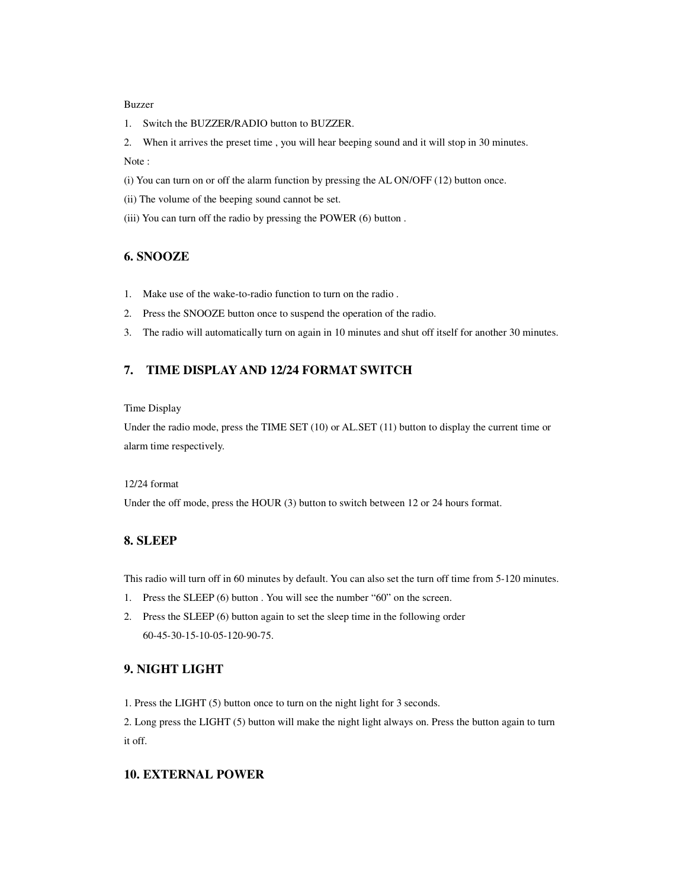Buzzer

1. Switch the BUZZER/RADIO button to BUZZER.
2. When it arrives the preset time , you will hear beeping sound and it will stop in 30 minutes.

Note :

(i) You can turn on or off the alarm function by pressing the AL ON/OFF (12) button once.

(ii) The volume of the beeping sound cannot be set.

(iii) You can turn off the radio by pressing the POWER (6) button .

## 6. SNOOZE

1. Make use of the wake-to-radio function to turn on the radio .
2. Press the SNOOZE button once to suspend the operation of the radio.
3. The radio will automatically turn on again in 10 minutes and shut off itself for another 30 minutes.

## 7. TIME DISPLAY AND 12/24 FORMAT SWITCH

Time Display

Under the radio mode, press the TIME SET (10) or AL.SET (11) button to display the current time or alarm time respectively.

12/24 format

Under the off mode, press the HOUR (3) button to switch between 12 or 24 hours format.

## 8. SLEEP

This radio will turn off in 60 minutes by default. You can also set the turn off time from 5-120 minutes.

1. Press the SLEEP (6) button . You will see the number “60” on the screen.
2. Press the SLEEP (6) button again to set the sleep time in the following order 60-45-30-15-10-05-120-90-75.

## 9. NIGHT LIGHT

1. Press the LIGHT (5) button once to turn on the night light for 3 seconds.
2. Long press the LIGHT (5) button will make the night light always on. Press the button again to turn it off.

## 10. EXTERNAL POWER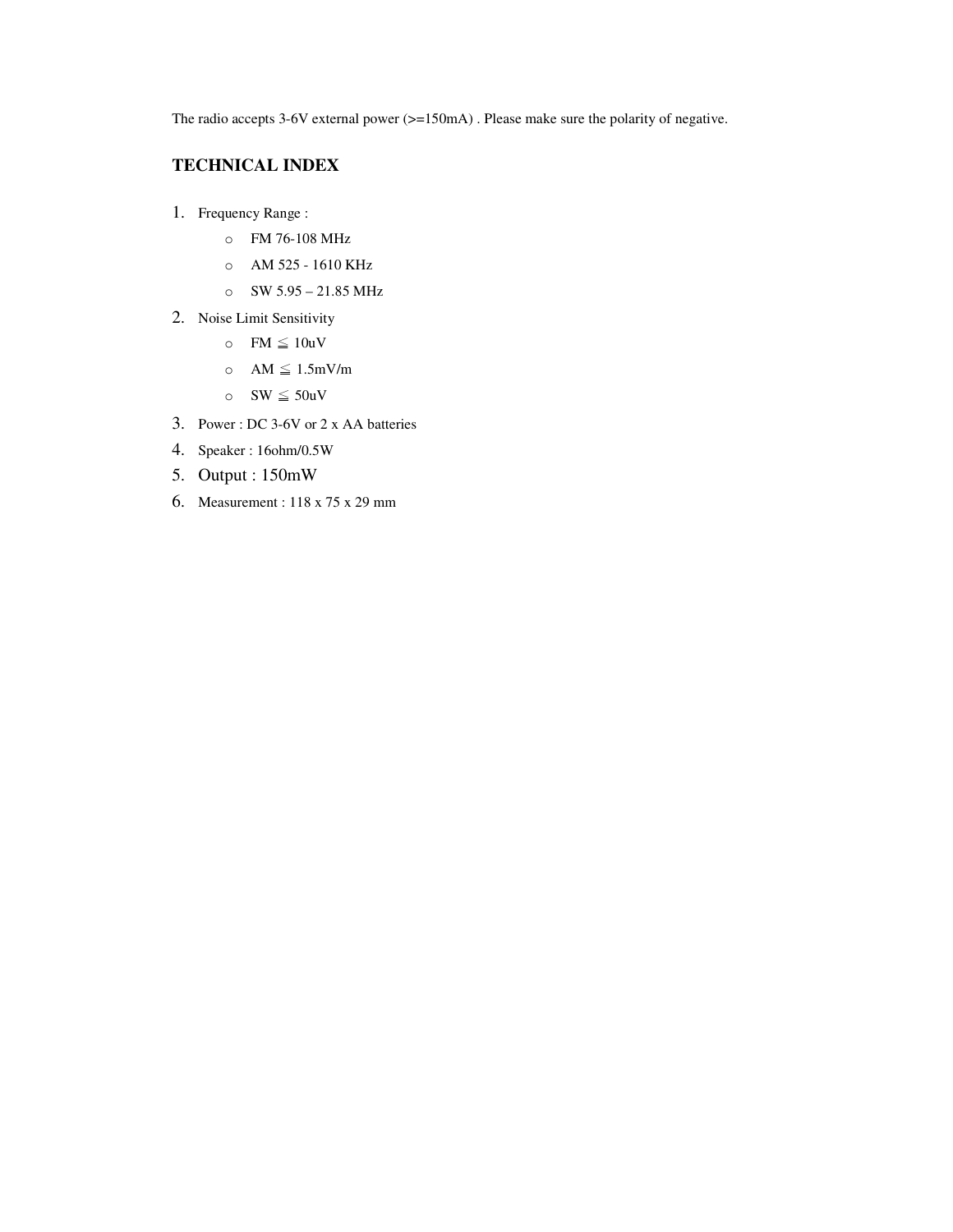The radio accepts 3-6V external power (>=150mA) . Please make sure the polarity of negative.

## TECHNICAL INDEX

1. Frequency Range :
   - FM 76-108 MHz
   - AM 525 - 1610 KHz
   - SW 5.95 – 21.85 MHz
2. Noise Limit Sensitivity
   - FM ≦ 10uV
   - AM ≦ 1.5mV/m
   - SW ≦ 50uV
3. Power : DC 3-6V or 2 x AA batteries
4. Speaker : 16ohm/0.5W
5. Output : 150mW
6. Measurement : 118 x 75 x 29 mm